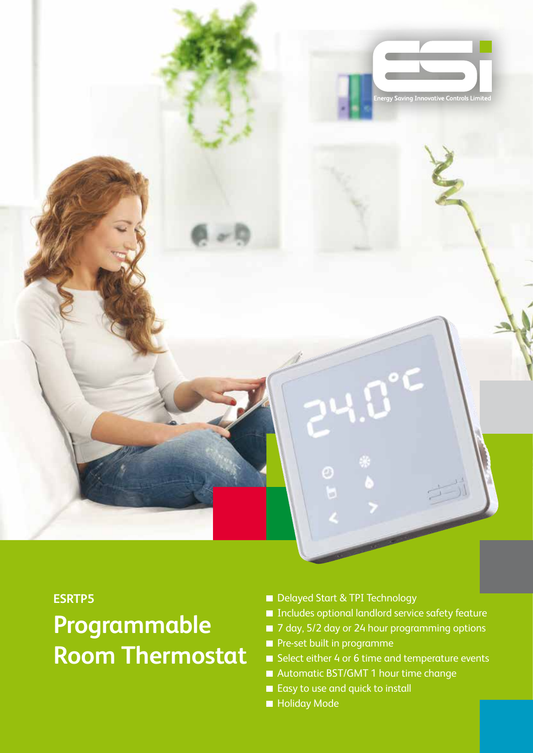ESi

Energy Saving Innovative Controls Limited

**ESRTP5**

# Programmable Room Thermostat

- Delayed Start & TPI Technology
- Includes optional landlord service safety feature
- 7 day, 5/2 day or 24 hour programming options
- Pre-set built in programme
- Select either 4 or 6 time and temperature events
- Automatic BST/GMT 1 hour time change
- Easy to use and quick to install
- Holiday Mode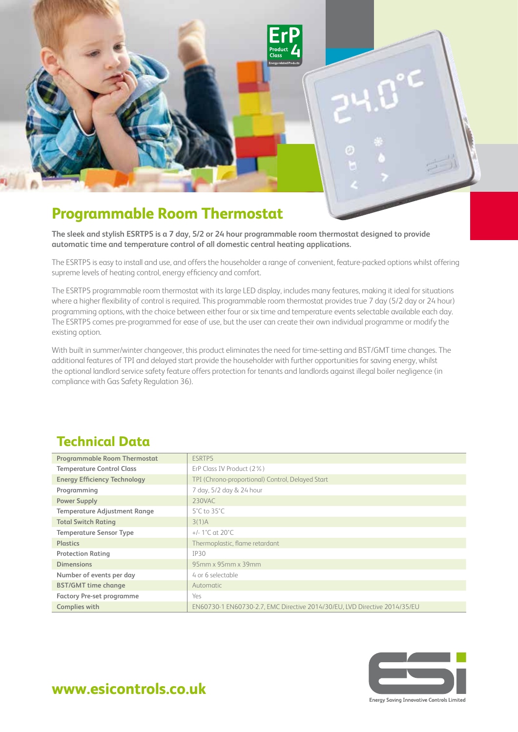# Programmable Room Thermostat

**The sleek and stylish ESRTP5 is a 7 day, 5/2 or 24 hour programmable room thermostat designed to provide automatic time and temperature control of all domestic central heating applications.**

The ESRTP5 is easy to install and use, and offers the householder a range of convenient, feature-packed options whilst offering supreme levels of heating control, energy efficiency and comfort.

The ESRTP5 programmable room thermostat with its large LED display, includes many features, making it ideal for situations where a higher flexibility of control is required. This programmable room thermostat provides true 7 day (5/2 day or 24 hour) programming options, with the choice between either four or six time and temperature events selectable available each day. The ESRTP5 comes pre-programmed for ease of use, but the user can create their own individual programme or modify the existing option.

With built in summer/winter changeover, this product eliminates the need for time-setting and BST/GMT time changes. The additional features of TPI and delayed start provide the householder with further opportunities for saving energy, whilst the optional landlord service safety feature offers protection for tenants and landlords against illegal boiler negligence (in compliance with Gas Safety Regulation 36).

## Technical Data

| | |
|---|---|
| **Programmable Room Thermostat** | ESRTP5 |
| **Temperature Control Class** | ErP Class IV Product (2%) |
| **Energy Efficiency Technology** | TPI (Chrono-proportional) Control, Delayed Start |
| **Programming** | 7 day, 5/2 day & 24 hour |
| **Power Supply** | 230VAC |
| **Temperature Adjustment Range** | 5°C to 35°C |
| **Total Switch Rating** | 3(1)A |
| **Temperature Sensor Type** | +/- 1°C at 20°C |
| **Plastics** | Thermoplastic, flame retardant |
| **Protection Rating** | IP30 |
| **Dimensions** | 95mm x 95mm x 39mm |
| **Number of events per day** | 4 or 6 selectable |
| **BST/GMT time change** | Automatic |
| **Factory Pre-set programme** | Yes |
| **Complies with** | EN60730-1 EN60730-2.7, EMC Directive 2014/30/EU, LVD Directive 2014/35/EU |

**www.esicontrols.co.uk**

Energy Saving Innovative Controls Limited